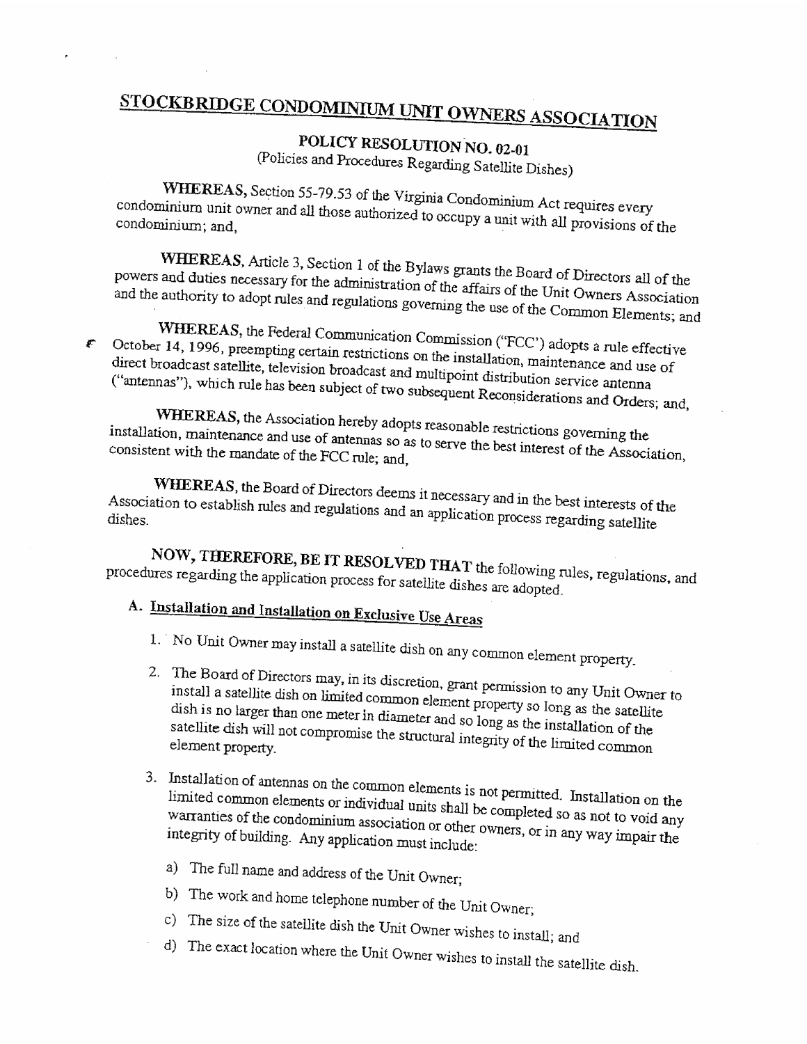# STOCKBRIDGE CONDOMINIUM UNIT OWNERS ASSOCIATION

## POLICY RESOLUTION NO. 02-01

(Policies and Procedures Regarding Satellite Dishes)

**WHEREAS,** Section 55-79.53 of the Virginia Condominium Act requires every condominium unit owner and all those authorized to occupy a unit with all provisions of the condominium; and,

**WHEREAS,** Article 3, Section 1 of the Bylaws grants the Board of Directors all of the powers and duties necessary for the administration of the affairs of the Unit Owners Association and the authority to adopt rules and regulations governing the use of the Common Elements; and

**WHEREAS,** the Federal Communication Commission ("FCC") adopts a rule effective October 14, 1996, preempting certain restrictions on the installation, maintenance and use of direct broadcast satellite, television broadcast and multipoint distribution service antenna ("antennas"), which rule has been subject of two subsequent Reconsiderations and Orders; and,

**WHEREAS,** the Association hereby adopts reasonable restrictions governing the installation, maintenance and use of antennas so as to serve the best interest of the Association, consistent with the mandate of the FCC rule; and,

**WHEREAS,** the Board of Directors deems it necessary and in the best interests of the Association to establish rules and regulations and an application process regarding satellite dishes.

**NOW, THEREFORE, BE IT RESOLVED THAT** the following rules, regulations, and procedures regarding the application process for satellite dishes are adopted.

## A. Installation and Installation on Exclusive Use Areas

1. No Unit Owner may install a satellite dish on any common element property.
2. The Board of Directors may, in its discretion, grant permission to any Unit Owner to install a satellite dish on limited common element property so long as the satellite dish is no larger than one meter in diameter and so long as the installation of the satellite dish will not compromise the structural integrity of the limited common element property.
3. Installation of antennas on the common elements is not permitted. Installation on the limited common elements or individual units shall be completed so as not to void any warranties of the condominium association or other owners, or in any way impair the integrity of building. Any application must include:
   a) The full name and address of the Unit Owner;
   b) The work and home telephone number of the Unit Owner;
   c) The size of the satellite dish the Unit Owner wishes to install; and
   d) The exact location where the Unit Owner wishes to install the satellite dish.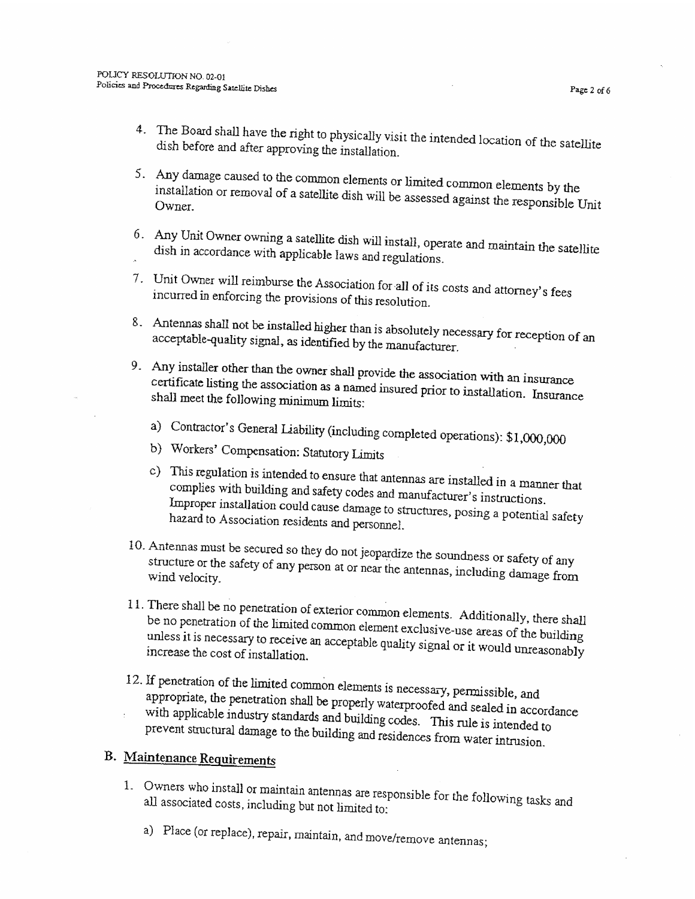4. The Board shall have the right to physically visit the intended location of the satellite dish before and after approving the installation.

5. Any damage caused to the common elements or limited common elements by the installation or removal of a satellite dish will be assessed against the responsible Unit Owner.

6. Any Unit Owner owning a satellite dish will install, operate and maintain the satellite dish in accordance with applicable laws and regulations.

7. Unit Owner will reimburse the Association for all of its costs and attorney's fees incurred in enforcing the provisions of this resolution.

8. Antennas shall not be installed higher than is absolutely necessary for reception of an acceptable-quality signal, as identified by the manufacturer.

9. Any installer other than the owner shall provide the association with an insurance certificate listing the association as a named insured prior to installation. Insurance shall meet the following minimum limits:

   a) Contractor's General Liability (including completed operations): $1,000,000

   b) Workers' Compensation: Statutory Limits

   c) This regulation is intended to ensure that antennas are installed in a manner that complies with building and safety codes and manufacturer's instructions. Improper installation could cause damage to structures, posing a potential safety hazard to Association residents and personnel.

10. Antennas must be secured so they do not jeopardize the soundness or safety of any structure or the safety of any person at or near the antennas, including damage from wind velocity.

11. There shall be no penetration of exterior common elements. Additionally, there shall be no penetration of the limited common element exclusive-use areas of the building unless it is necessary to receive an acceptable quality signal or it would unreasonably increase the cost of installation.

12. If penetration of the limited common elements is necessary, permissible, and appropriate, the penetration shall be properly waterproofed and sealed in accordance with applicable industry standards and building codes. This rule is intended to prevent structural damage to the building and residences from water intrusion.

## B. Maintenance Requirements

1. Owners who install or maintain antennas are responsible for the following tasks and all associated costs, including but not limited to:

   a) Place (or replace), repair, maintain, and move/remove antennas;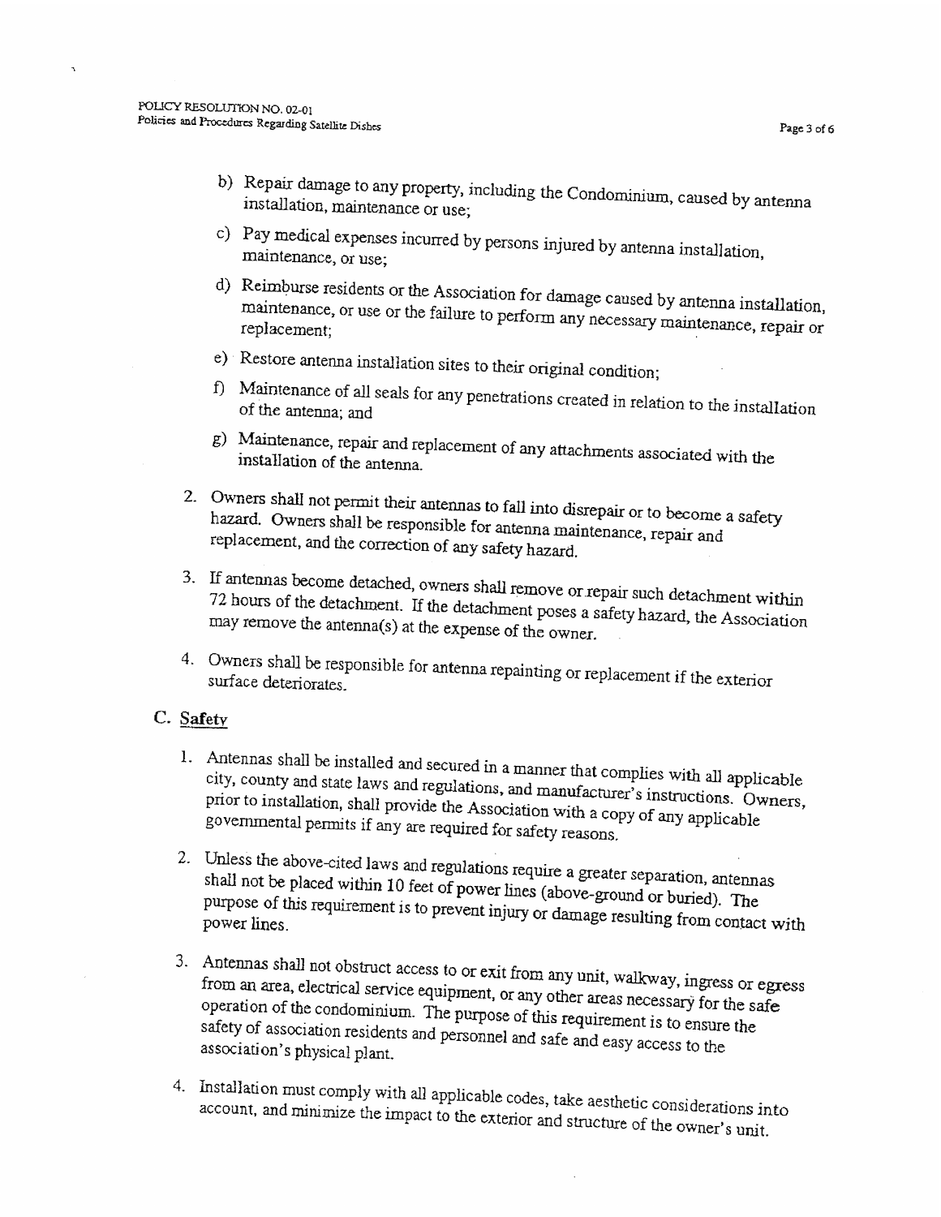b) Repair damage to any property, including the Condominium, caused by antenna installation, maintenance or use;

c) Pay medical expenses incurred by persons injured by antenna installation, maintenance, or use;

d) Reimburse residents or the Association for damage caused by antenna installation, maintenance, or use or the failure to perform any necessary maintenance, repair or replacement;

e) Restore antenna installation sites to their original condition;

f) Maintenance of all seals for any penetrations created in relation to the installation of the antenna; and

g) Maintenance, repair and replacement of any attachments associated with the installation of the antenna.

2. Owners shall not permit their antennas to fall into disrepair or to become a safety hazard. Owners shall be responsible for antenna maintenance, repair and replacement, and the correction of any safety hazard.

3. If antennas become detached, owners shall remove or repair such detachment within 72 hours of the detachment. If the detachment poses a safety hazard, the Association may remove the antenna(s) at the expense of the owner.

4. Owners shall be responsible for antenna repainting or replacement if the exterior surface deteriorates.

## C. Safety

1. Antennas shall be installed and secured in a manner that complies with all applicable city, county and state laws and regulations, and manufacturer's instructions. Owners, prior to installation, shall provide the Association with a copy of any applicable governmental permits if any are required for safety reasons.

2. Unless the above-cited laws and regulations require a greater separation, antennas shall not be placed within 10 feet of power lines (above-ground or buried). The purpose of this requirement is to prevent injury or damage resulting from contact with power lines.

3. Antennas shall not obstruct access to or exit from any unit, walkway, ingress or egress from an area, electrical service equipment, or any other areas necessary for the safe operation of the condominium. The purpose of this requirement is to ensure the safety of association residents and personnel and safe and easy access to the association's physical plant.

4. Installation must comply with all applicable codes, take aesthetic considerations into account, and minimize the impact to the exterior and structure of the owner's unit.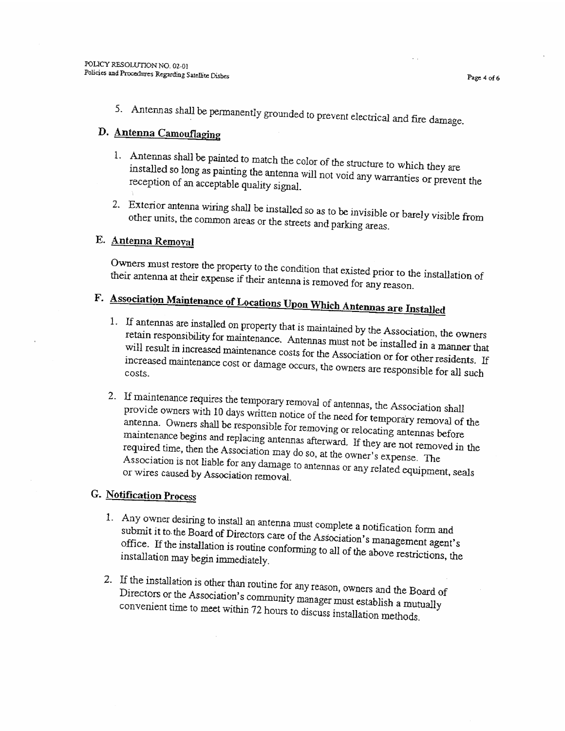5. Antennas shall be permanently grounded to prevent electrical and fire damage.

## D. Antenna Camouflaging

1. Antennas shall be painted to match the color of the structure to which they are installed so long as painting the antenna will not void any warranties or prevent the reception of an acceptable quality signal.

2. Exterior antenna wiring shall be installed so as to be invisible or barely visible from other units, the common areas or the streets and parking areas.

## E. Antenna Removal

Owners must restore the property to the condition that existed prior to the installation of their antenna at their expense if their antenna is removed for any reason.

## F. Association Maintenance of Locations Upon Which Antennas are Installed

1. If antennas are installed on property that is maintained by the Association, the owners retain responsibility for maintenance. Antennas must not be installed in a manner that will result in increased maintenance costs for the Association or for other residents. If increased maintenance cost or damage occurs, the owners are responsible for all such costs.

2. If maintenance requires the temporary removal of antennas, the Association shall provide owners with 10 days written notice of the need for temporary removal of the antenna. Owners shall be responsible for removing or relocating antennas before maintenance begins and replacing antennas afterward. If they are not removed in the required time, then the Association may do so, at the owner's expense. The Association is not liable for any damage to antennas or any related equipment, seals or wires caused by Association removal.

## G. Notification Process

1. Any owner desiring to install an antenna must complete a notification form and submit it to the Board of Directors care of the Association's management agent's office. If the installation is routine conforming to all of the above restrictions, the installation may begin immediately.

2. If the installation is other than routine for any reason, owners and the Board of Directors or the Association's community manager must establish a mutually convenient time to meet within 72 hours to discuss installation methods.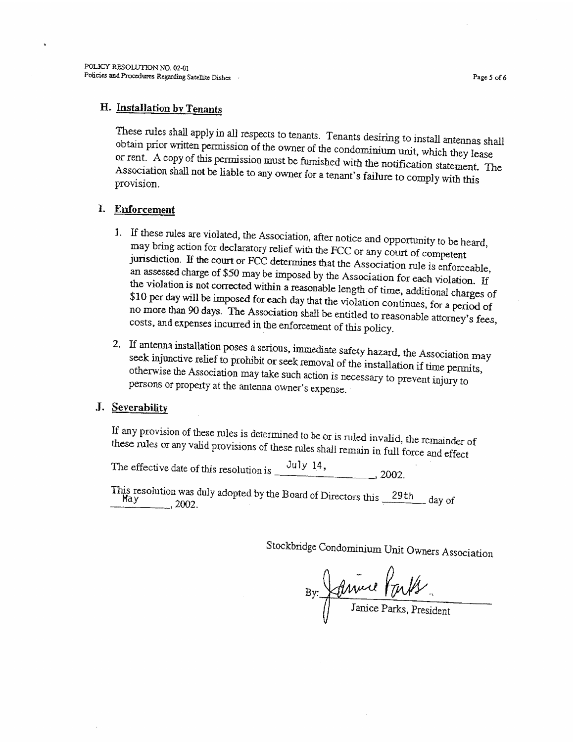## H. Installation by Tenants

These rules shall apply in all respects to tenants. Tenants desiring to install antennas shall obtain prior written permission of the owner of the condominium unit, which they lease or rent. A copy of this permission must be furnished with the notification statement. The Association shall not be liable to any owner for a tenant's failure to comply with this provision.

## I. Enforcement

1. If these rules are violated, the Association, after notice and opportunity to be heard, may bring action for declaratory relief with the FCC or any court of competent jurisdiction. If the court or FCC determines that the Association rule is enforceable, an assessed charge of $50 may be imposed by the Association for each violation. If the violation is not corrected within a reasonable length of time, additional charges of $10 per day will be imposed for each day that the violation continues, for a period of no more than 90 days. The Association shall be entitled to reasonable attorney's fees, costs, and expenses incurred in the enforcement of this policy.

2. If antenna installation poses a serious, immediate safety hazard, the Association may seek injunctive relief to prohibit or seek removal of the installation if time permits, otherwise the Association may take such action is necessary to prevent injury to persons or property at the antenna owner's expense.

## J. Severability

If any provision of these rules is determined to be or is ruled invalid, the remainder of these rules or any valid provisions of these rules shall remain in full force and effect

The effective date of this resolution is July 14, 2002.

This resolution was duly adopted by the Board of Directors this 29th day of May, 2002.

Stockbridge Condominium Unit Owners Association

By: Janice Parks

Janice Parks, President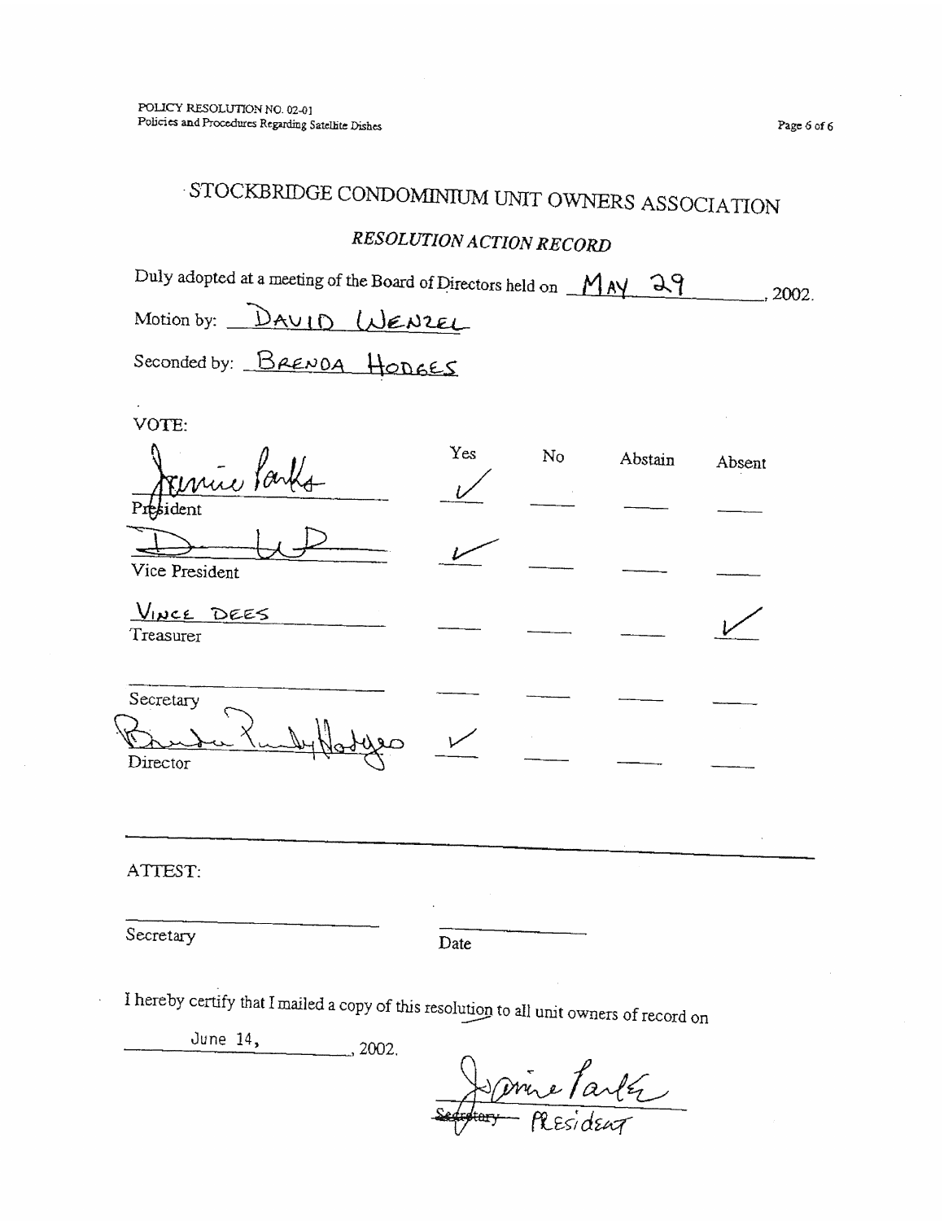# STOCKBRIDGE CONDOMINIUM UNIT OWNERS ASSOCIATION

## *RESOLUTION ACTION RECORD*

Duly adopted at a meeting of the Board of Directors held on MAY 29, 2002.

Motion by: DAVID WENZEL

Seconded by: BRENDA HODGES

VOTE:

| | Yes | No | Abstain | Absent |
|---|---|---|---|---|
| Jamie Parks (signature) President | ✓ | | | |
| (signature) Vice President | ✓ | | | |
| VINCE DEES Treasurer | | | | ✓ |
| Secretary | | | | |
| Brenda Hodges (signature) Director | ✓ | | | |

ATTEST:

Secretary ____________ Date ____________

I hereby certify that I mailed a copy of this resolution to all unit owners of record on June 14, 2002.

Jamie Parks (signature)
~~Secretary~~ PRESIDENT